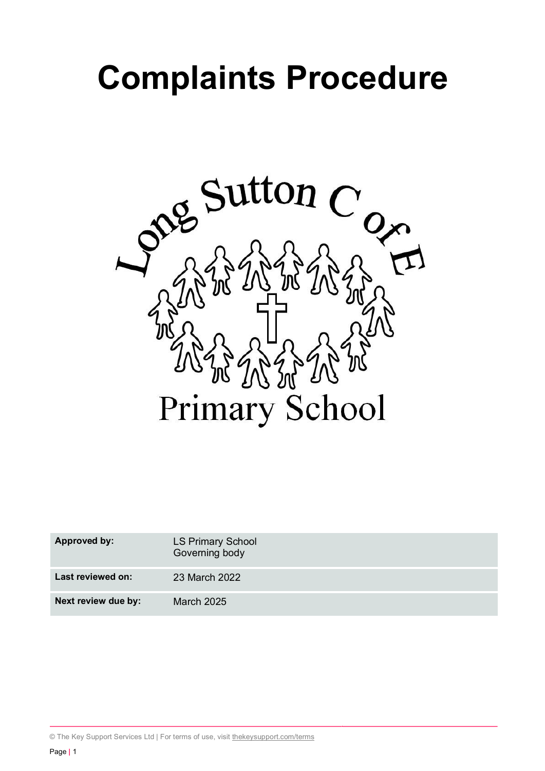# Complaints Procedure

Long Sutton C of E Primary School

| Approved by: | LS Primary School Governing body |
|---|---|
| Last reviewed on: | 23 March 2022 |
| Next review due by: | March 2025 |

© The Key Support Services Ltd | For terms of use, visit thekeysupport.com/terms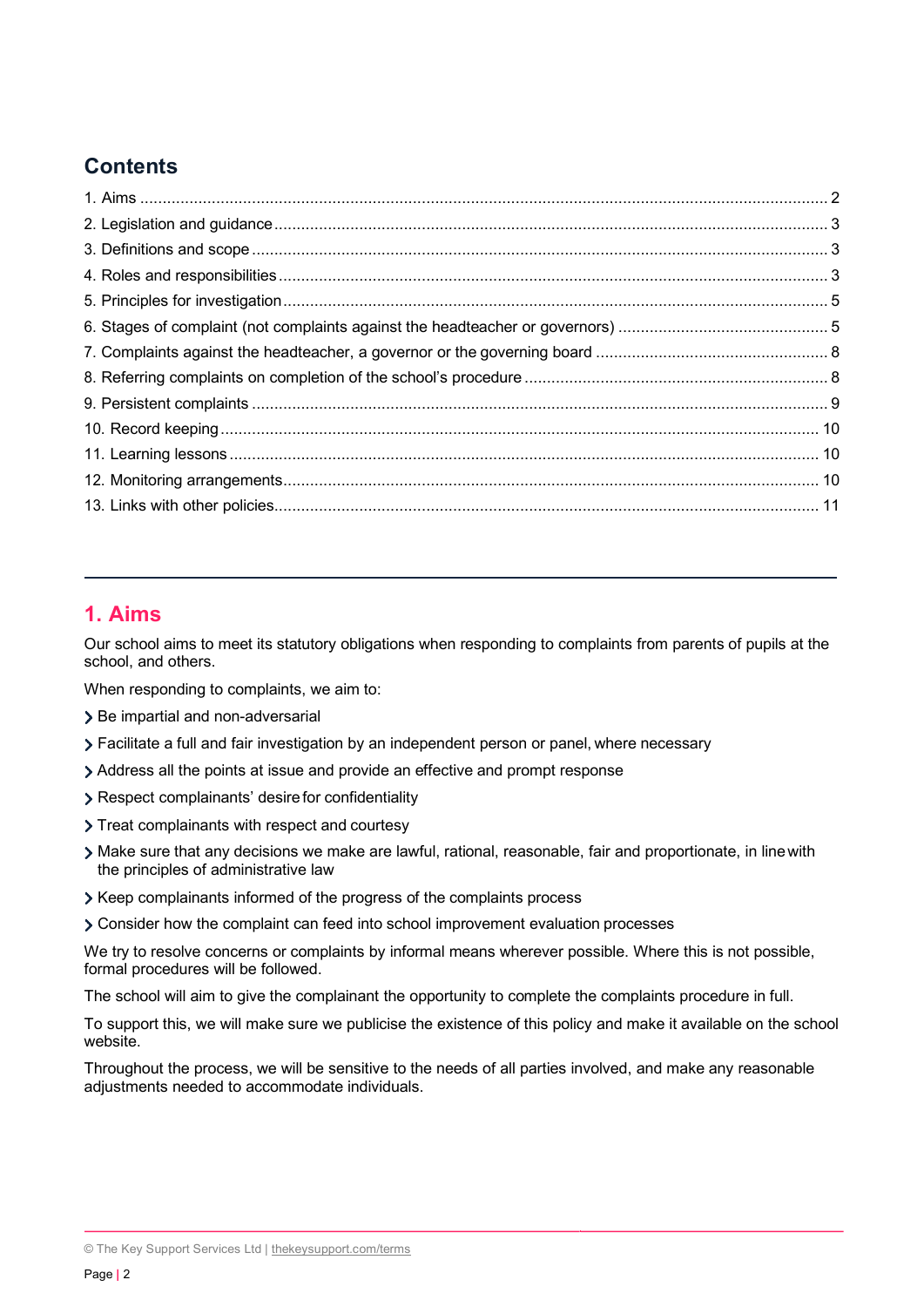## Contents

1. Aims ... 2
2. Legislation and guidance ... 3
3. Definitions and scope ... 3
4. Roles and responsibilities ... 3
5. Principles for investigation ... 5
6. Stages of complaint (not complaints against the headteacher or governors) ... 5
7. Complaints against the headteacher, a governor or the governing board ... 8
8. Referring complaints on completion of the school's procedure ... 8
9. Persistent complaints ... 9
10. Record keeping ... 10
11. Learning lessons ... 10
12. Monitoring arrangements ... 10
13. Links with other policies ... 11

---

## 1. Aims

Our school aims to meet its statutory obligations when responding to complaints from parents of pupils at the school, and others.

When responding to complaints, we aim to:

- Be impartial and non-adversarial
- Facilitate a full and fair investigation by an independent person or panel, where necessary
- Address all the points at issue and provide an effective and prompt response
- Respect complainants' desire for confidentiality
- Treat complainants with respect and courtesy
- Make sure that any decisions we make are lawful, rational, reasonable, fair and proportionate, in line with the principles of administrative law
- Keep complainants informed of the progress of the complaints process
- Consider how the complaint can feed into school improvement evaluation processes

We try to resolve concerns or complaints by informal means wherever possible. Where this is not possible, formal procedures will be followed.

The school will aim to give the complainant the opportunity to complete the complaints procedure in full.

To support this, we will make sure we publicise the existence of this policy and make it available on the school website.

Throughout the process, we will be sensitive to the needs of all parties involved, and make any reasonable adjustments needed to accommodate individuals.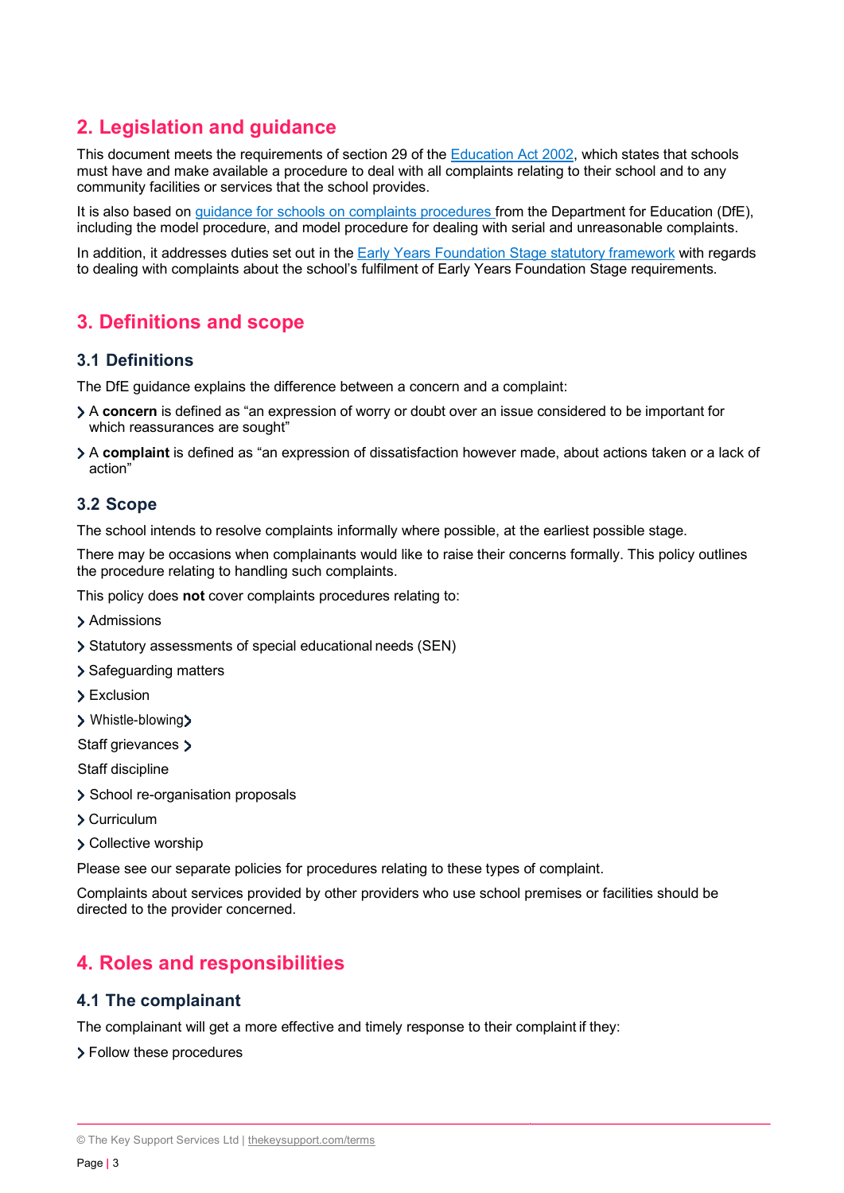## 2. Legislation and guidance

This document meets the requirements of section 29 of the [Education Act 2002](), which states that schools must have and make available a procedure to deal with all complaints relating to their school and to any community facilities or services that the school provides.

It is also based on [guidance for schools on complaints procedures]() from the Department for Education (DfE), including the model procedure, and model procedure for dealing with serial and unreasonable complaints.

In addition, it addresses duties set out in the [Early Years Foundation Stage statutory framework]() with regards to dealing with complaints about the school's fulfilment of Early Years Foundation Stage requirements.

## 3. Definitions and scope

### 3.1 Definitions

The DfE guidance explains the difference between a concern and a complaint:

- A **concern** is defined as "an expression of worry or doubt over an issue considered to be important for which reassurances are sought"
- A **complaint** is defined as "an expression of dissatisfaction however made, about actions taken or a lack of action"

### 3.2 Scope

The school intends to resolve complaints informally where possible, at the earliest possible stage.

There may be occasions when complainants would like to raise their concerns formally. This policy outlines the procedure relating to handling such complaints.

This policy does **not** cover complaints procedures relating to:

- Admissions
- Statutory assessments of special educational needs (SEN)
- Safeguarding matters
- Exclusion
- Whistle-blowing
- Staff grievances
- Staff discipline
- School re-organisation proposals
- Curriculum
- Collective worship

Please see our separate policies for procedures relating to these types of complaint.

Complaints about services provided by other providers who use school premises or facilities should be directed to the provider concerned.

## 4. Roles and responsibilities

### 4.1 The complainant

The complainant will get a more effective and timely response to their complaint if they:

- Follow these procedures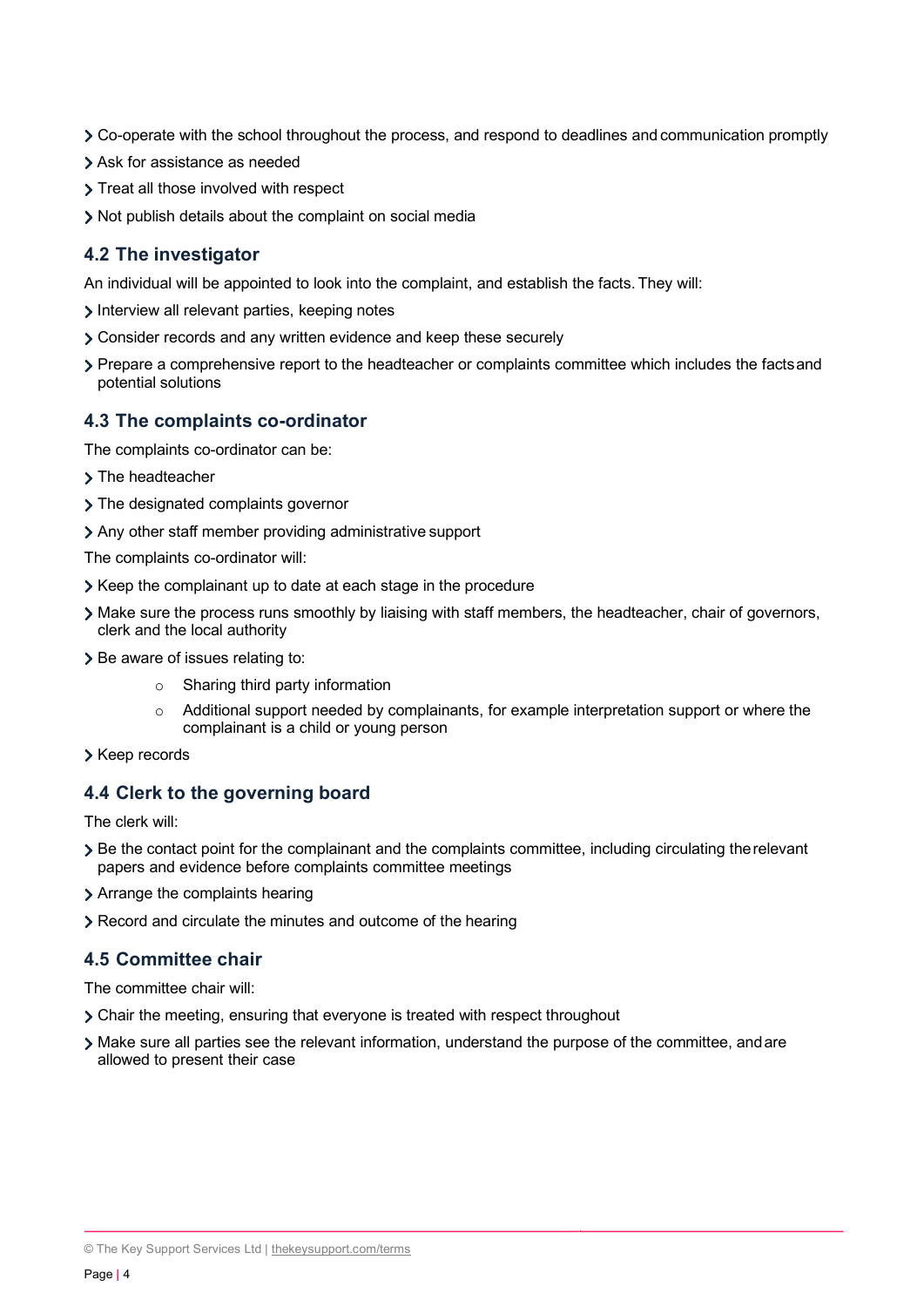- Co-operate with the school throughout the process, and respond to deadlines and communication promptly
- Ask for assistance as needed
- Treat all those involved with respect
- Not publish details about the complaint on social media

### 4.2 The investigator

An individual will be appointed to look into the complaint, and establish the facts. They will:

- Interview all relevant parties, keeping notes
- Consider records and any written evidence and keep these securely
- Prepare a comprehensive report to the headteacher or complaints committee which includes the facts and potential solutions

### 4.3 The complaints co-ordinator

The complaints co-ordinator can be:

- The headteacher
- The designated complaints governor
- Any other staff member providing administrative support

The complaints co-ordinator will:

- Keep the complainant up to date at each stage in the procedure
- Make sure the process runs smoothly by liaising with staff members, the headteacher, chair of governors, clerk and the local authority
- Be aware of issues relating to:
    - Sharing third party information
    - Additional support needed by complainants, for example interpretation support or where the complainant is a child or young person
- Keep records

### 4.4 Clerk to the governing board

The clerk will:

- Be the contact point for the complainant and the complaints committee, including circulating the relevant papers and evidence before complaints committee meetings
- Arrange the complaints hearing
- Record and circulate the minutes and outcome of the hearing

### 4.5 Committee chair

The committee chair will:

- Chair the meeting, ensuring that everyone is treated with respect throughout
- Make sure all parties see the relevant information, understand the purpose of the committee, and are allowed to present their case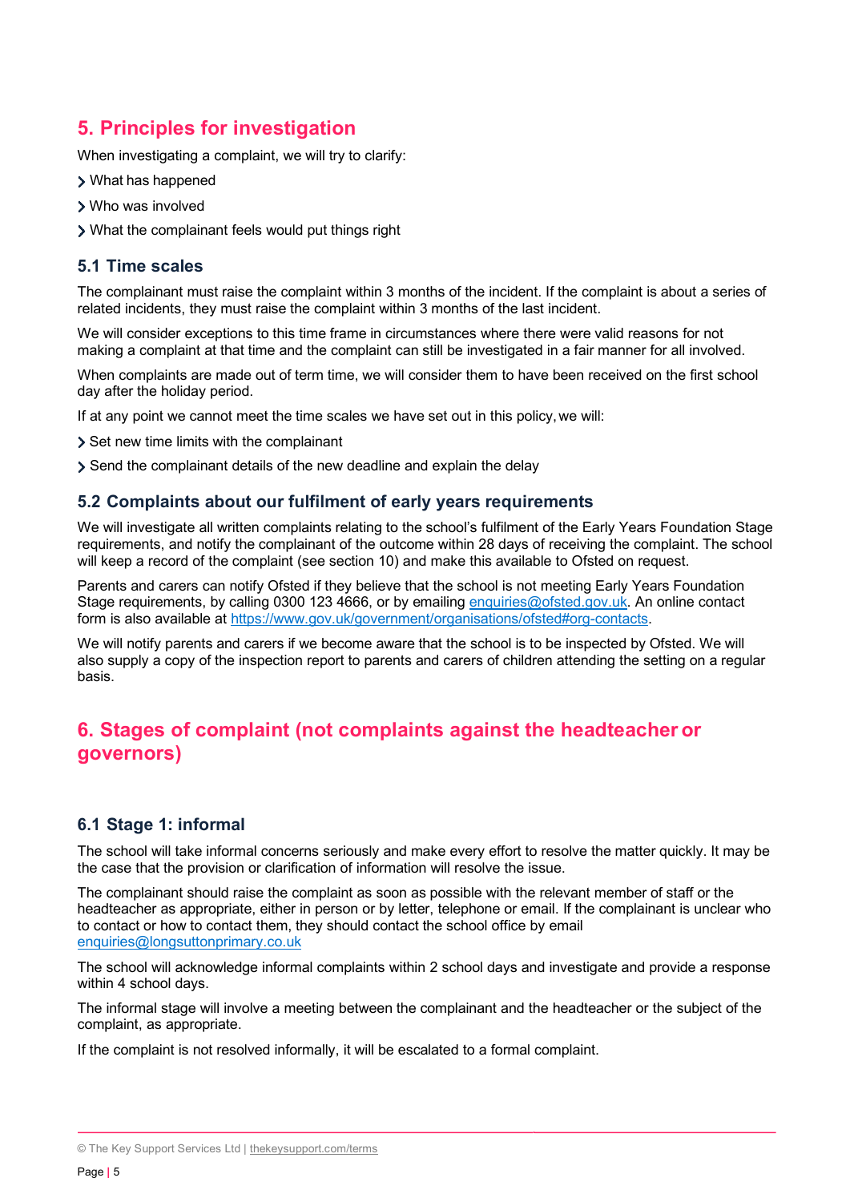## 5. Principles for investigation

When investigating a complaint, we will try to clarify:

- What has happened
- Who was involved
- What the complainant feels would put things right

### 5.1 Time scales

The complainant must raise the complaint within 3 months of the incident. If the complaint is about a series of related incidents, they must raise the complaint within 3 months of the last incident.

We will consider exceptions to this time frame in circumstances where there were valid reasons for not making a complaint at that time and the complaint can still be investigated in a fair manner for all involved.

When complaints are made out of term time, we will consider them to have been received on the first school day after the holiday period.

If at any point we cannot meet the time scales we have set out in this policy, we will:

- Set new time limits with the complainant
- Send the complainant details of the new deadline and explain the delay

### 5.2 Complaints about our fulfilment of early years requirements

We will investigate all written complaints relating to the school's fulfilment of the Early Years Foundation Stage requirements, and notify the complainant of the outcome within 28 days of receiving the complaint. The school will keep a record of the complaint (see section 10) and make this available to Ofsted on request.

Parents and carers can notify Ofsted if they believe that the school is not meeting Early Years Foundation Stage requirements, by calling 0300 123 4666, or by emailing enquiries@ofsted.gov.uk. An online contact form is also available at https://www.gov.uk/government/organisations/ofsted#org-contacts.

We will notify parents and carers if we become aware that the school is to be inspected by Ofsted. We will also supply a copy of the inspection report to parents and carers of children attending the setting on a regular basis.

## 6. Stages of complaint (not complaints against the headteacher or governors)

### 6.1 Stage 1: informal

The school will take informal concerns seriously and make every effort to resolve the matter quickly. It may be the case that the provision or clarification of information will resolve the issue.

The complainant should raise the complaint as soon as possible with the relevant member of staff or the headteacher as appropriate, either in person or by letter, telephone or email. If the complainant is unclear who to contact or how to contact them, they should contact the school office by email enquiries@longsuttonprimary.co.uk

The school will acknowledge informal complaints within 2 school days and investigate and provide a response within 4 school days.

The informal stage will involve a meeting between the complainant and the headteacher or the subject of the complaint, as appropriate.

If the complaint is not resolved informally, it will be escalated to a formal complaint.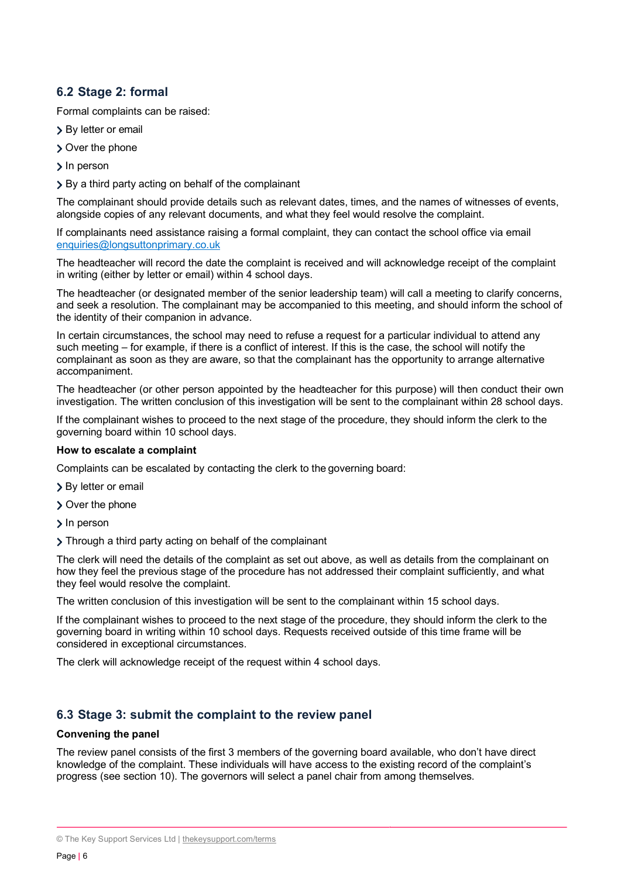## 6.2 Stage 2: formal

Formal complaints can be raised:

- By letter or email
- Over the phone
- In person
- By a third party acting on behalf of the complainant

The complainant should provide details such as relevant dates, times, and the names of witnesses of events, alongside copies of any relevant documents, and what they feel would resolve the complaint.

If complainants need assistance raising a formal complaint, they can contact the school office via email [enquiries@longsuttonprimary.co.uk](mailto:enquiries@longsuttonprimary.co.uk)

The headteacher will record the date the complaint is received and will acknowledge receipt of the complaint in writing (either by letter or email) within 4 school days.

The headteacher (or designated member of the senior leadership team) will call a meeting to clarify concerns, and seek a resolution. The complainant may be accompanied to this meeting, and should inform the school of the identity of their companion in advance.

In certain circumstances, the school may need to refuse a request for a particular individual to attend any such meeting – for example, if there is a conflict of interest. If this is the case, the school will notify the complainant as soon as they are aware, so that the complainant has the opportunity to arrange alternative accompaniment.

The headteacher (or other person appointed by the headteacher for this purpose) will then conduct their own investigation. The written conclusion of this investigation will be sent to the complainant within 28 school days.

If the complainant wishes to proceed to the next stage of the procedure, they should inform the clerk to the governing board within 10 school days.

**How to escalate a complaint**

Complaints can be escalated by contacting the clerk to the governing board:

- By letter or email
- Over the phone
- In person
- Through a third party acting on behalf of the complainant

The clerk will need the details of the complaint as set out above, as well as details from the complainant on how they feel the previous stage of the procedure has not addressed their complaint sufficiently, and what they feel would resolve the complaint.

The written conclusion of this investigation will be sent to the complainant within 15 school days.

If the complainant wishes to proceed to the next stage of the procedure, they should inform the clerk to the governing board in writing within 10 school days. Requests received outside of this time frame will be considered in exceptional circumstances.

The clerk will acknowledge receipt of the request within 4 school days.

## 6.3 Stage 3: submit the complaint to the review panel

**Convening the panel**

The review panel consists of the first 3 members of the governing board available, who don't have direct knowledge of the complaint. These individuals will have access to the existing record of the complaint's progress (see section 10). The governors will select a panel chair from among themselves.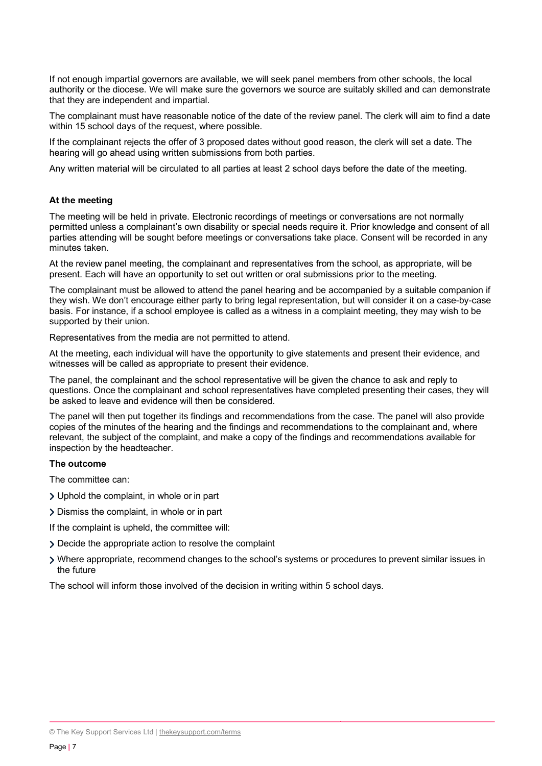If not enough impartial governors are available, we will seek panel members from other schools, the local authority or the diocese. We will make sure the governors we source are suitably skilled and can demonstrate that they are independent and impartial.

The complainant must have reasonable notice of the date of the review panel. The clerk will aim to find a date within 15 school days of the request, where possible.

If the complainant rejects the offer of 3 proposed dates without good reason, the clerk will set a date. The hearing will go ahead using written submissions from both parties.

Any written material will be circulated to all parties at least 2 school days before the date of the meeting.

**At the meeting**

The meeting will be held in private. Electronic recordings of meetings or conversations are not normally permitted unless a complainant's own disability or special needs require it. Prior knowledge and consent of all parties attending will be sought before meetings or conversations take place. Consent will be recorded in any minutes taken.

At the review panel meeting, the complainant and representatives from the school, as appropriate, will be present. Each will have an opportunity to set out written or oral submissions prior to the meeting.

The complainant must be allowed to attend the panel hearing and be accompanied by a suitable companion if they wish. We don't encourage either party to bring legal representation, but will consider it on a case-by-case basis. For instance, if a school employee is called as a witness in a complaint meeting, they may wish to be supported by their union.

Representatives from the media are not permitted to attend.

At the meeting, each individual will have the opportunity to give statements and present their evidence, and witnesses will be called as appropriate to present their evidence.

The panel, the complainant and the school representative will be given the chance to ask and reply to questions. Once the complainant and school representatives have completed presenting their cases, they will be asked to leave and evidence will then be considered.

The panel will then put together its findings and recommendations from the case. The panel will also provide copies of the minutes of the hearing and the findings and recommendations to the complainant and, where relevant, the subject of the complaint, and make a copy of the findings and recommendations available for inspection by the headteacher.

**The outcome**

The committee can:

- Uphold the complaint, in whole or in part
- Dismiss the complaint, in whole or in part

If the complaint is upheld, the committee will:

- Decide the appropriate action to resolve the complaint
- Where appropriate, recommend changes to the school's systems or procedures to prevent similar issues in the future

The school will inform those involved of the decision in writing within 5 school days.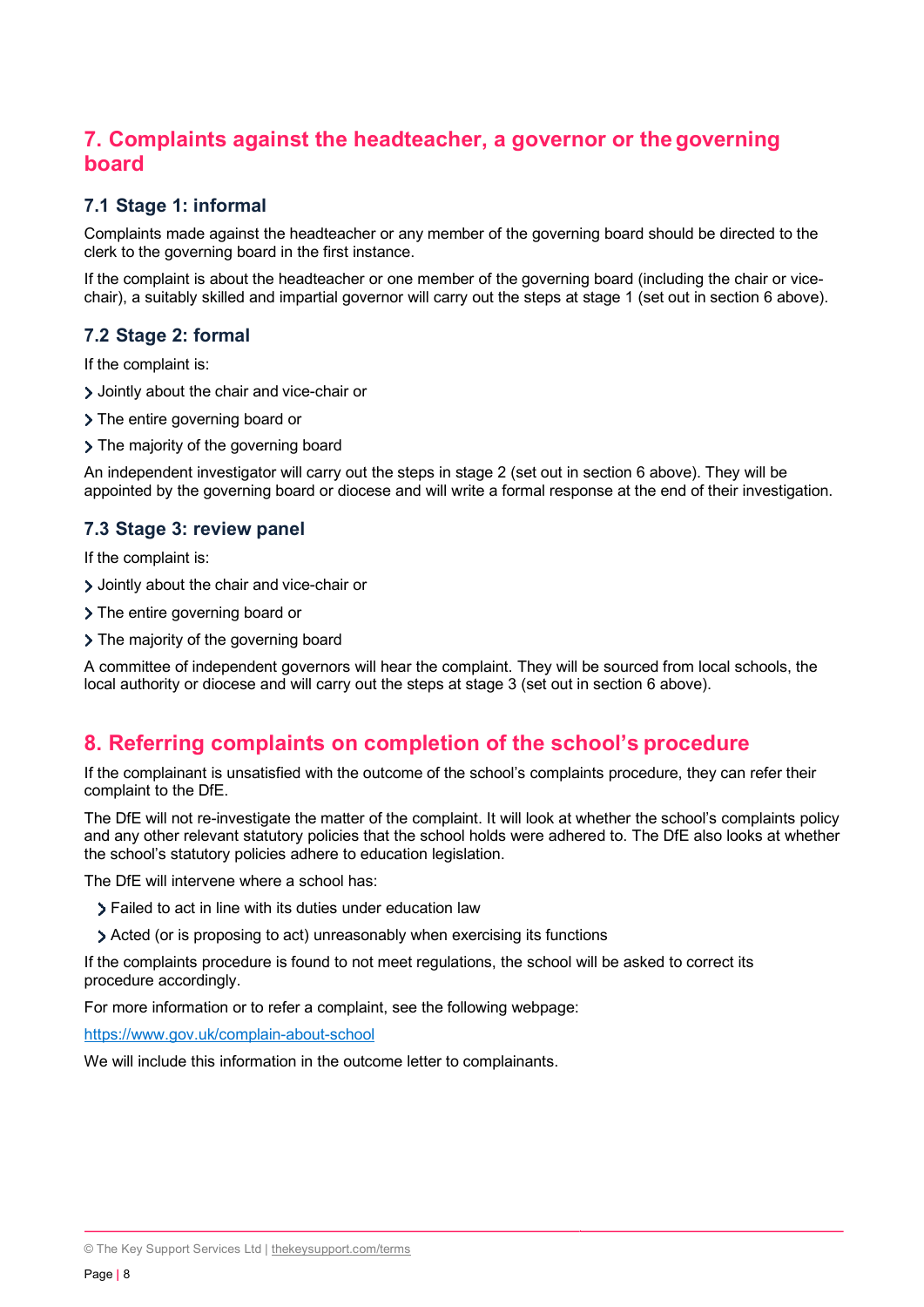## 7. Complaints against the headteacher, a governor or the governing board

### 7.1 Stage 1: informal

Complaints made against the headteacher or any member of the governing board should be directed to the clerk to the governing board in the first instance.

If the complaint is about the headteacher or one member of the governing board (including the chair or vice-chair), a suitably skilled and impartial governor will carry out the steps at stage 1 (set out in section 6 above).

### 7.2 Stage 2: formal

If the complaint is:

- Jointly about the chair and vice-chair or
- The entire governing board or
- The majority of the governing board

An independent investigator will carry out the steps in stage 2 (set out in section 6 above). They will be appointed by the governing board or diocese and will write a formal response at the end of their investigation.

### 7.3 Stage 3: review panel

If the complaint is:

- Jointly about the chair and vice-chair or
- The entire governing board or
- The majority of the governing board

A committee of independent governors will hear the complaint. They will be sourced from local schools, the local authority or diocese and will carry out the steps at stage 3 (set out in section 6 above).

## 8. Referring complaints on completion of the school's procedure

If the complainant is unsatisfied with the outcome of the school's complaints procedure, they can refer their complaint to the DfE.

The DfE will not re-investigate the matter of the complaint. It will look at whether the school's complaints policy and any other relevant statutory policies that the school holds were adhered to. The DfE also looks at whether the school's statutory policies adhere to education legislation.

The DfE will intervene where a school has:

- Failed to act in line with its duties under education law
- Acted (or is proposing to act) unreasonably when exercising its functions

If the complaints procedure is found to not meet regulations, the school will be asked to correct its procedure accordingly.

For more information or to refer a complaint, see the following webpage:

[https://www.gov.uk/complain-about-school](https://www.gov.uk/complain-about-school)

We will include this information in the outcome letter to complainants.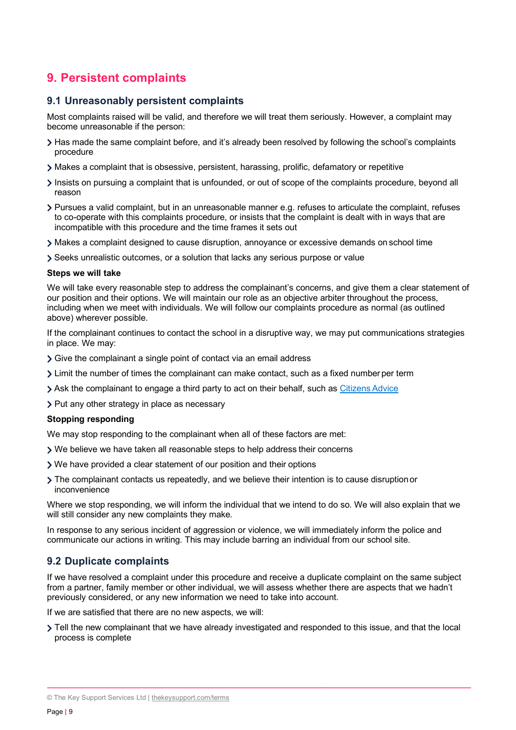## 9. Persistent complaints

### 9.1 Unreasonably persistent complaints

Most complaints raised will be valid, and therefore we will treat them seriously. However, a complaint may become unreasonable if the person:

- Has made the same complaint before, and it's already been resolved by following the school's complaints procedure
- Makes a complaint that is obsessive, persistent, harassing, prolific, defamatory or repetitive
- Insists on pursuing a complaint that is unfounded, or out of scope of the complaints procedure, beyond all reason
- Pursues a valid complaint, but in an unreasonable manner e.g. refuses to articulate the complaint, refuses to co-operate with this complaints procedure, or insists that the complaint is dealt with in ways that are incompatible with this procedure and the time frames it sets out
- Makes a complaint designed to cause disruption, annoyance or excessive demands on school time
- Seeks unrealistic outcomes, or a solution that lacks any serious purpose or value

**Steps we will take**

We will take every reasonable step to address the complainant's concerns, and give them a clear statement of our position and their options. We will maintain our role as an objective arbiter throughout the process, including when we meet with individuals. We will follow our complaints procedure as normal (as outlined above) wherever possible.

If the complainant continues to contact the school in a disruptive way, we may put communications strategies in place. We may:

- Give the complainant a single point of contact via an email address
- Limit the number of times the complainant can make contact, such as a fixed number per term
- Ask the complainant to engage a third party to act on their behalf, such as Citizens Advice
- Put any other strategy in place as necessary

**Stopping responding**

We may stop responding to the complainant when all of these factors are met:

- We believe we have taken all reasonable steps to help address their concerns
- We have provided a clear statement of our position and their options
- The complainant contacts us repeatedly, and we believe their intention is to cause disruption or inconvenience

Where we stop responding, we will inform the individual that we intend to do so. We will also explain that we will still consider any new complaints they make.

In response to any serious incident of aggression or violence, we will immediately inform the police and communicate our actions in writing. This may include barring an individual from our school site.

### 9.2 Duplicate complaints

If we have resolved a complaint under this procedure and receive a duplicate complaint on the same subject from a partner, family member or other individual, we will assess whether there are aspects that we hadn't previously considered, or any new information we need to take into account.

If we are satisfied that there are no new aspects, we will:

- Tell the new complainant that we have already investigated and responded to this issue, and that the local process is complete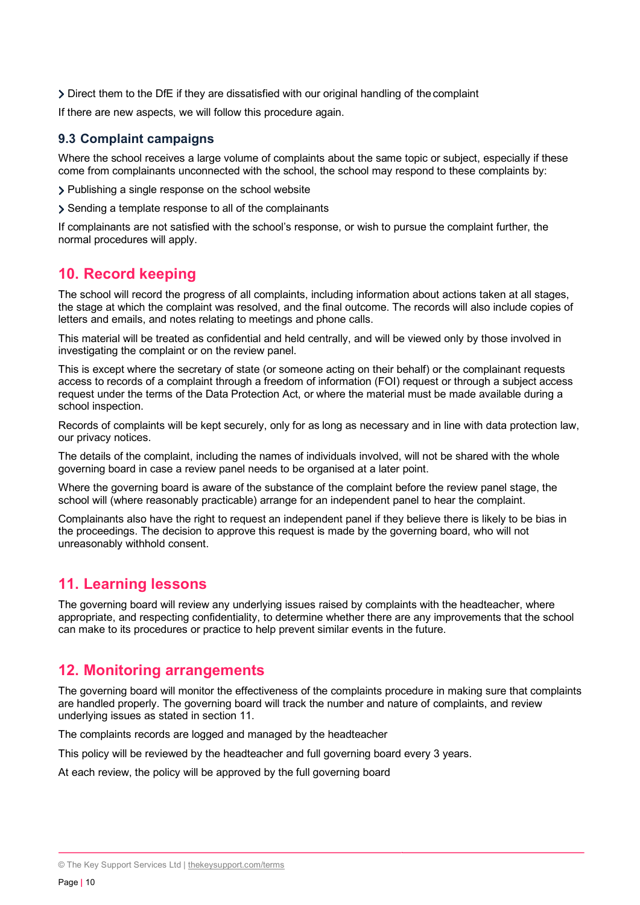- Direct them to the DfE if they are dissatisfied with our original handling of the complaint

If there are new aspects, we will follow this procedure again.

### 9.3 Complaint campaigns

Where the school receives a large volume of complaints about the same topic or subject, especially if these come from complainants unconnected with the school, the school may respond to these complaints by:

- Publishing a single response on the school website
- Sending a template response to all of the complainants

If complainants are not satisfied with the school's response, or wish to pursue the complaint further, the normal procedures will apply.

## 10. Record keeping

The school will record the progress of all complaints, including information about actions taken at all stages, the stage at which the complaint was resolved, and the final outcome. The records will also include copies of letters and emails, and notes relating to meetings and phone calls.

This material will be treated as confidential and held centrally, and will be viewed only by those involved in investigating the complaint or on the review panel.

This is except where the secretary of state (or someone acting on their behalf) or the complainant requests access to records of a complaint through a freedom of information (FOI) request or through a subject access request under the terms of the Data Protection Act, or where the material must be made available during a school inspection.

Records of complaints will be kept securely, only for as long as necessary and in line with data protection law, our privacy notices.

The details of the complaint, including the names of individuals involved, will not be shared with the whole governing board in case a review panel needs to be organised at a later point.

Where the governing board is aware of the substance of the complaint before the review panel stage, the school will (where reasonably practicable) arrange for an independent panel to hear the complaint.

Complainants also have the right to request an independent panel if they believe there is likely to be bias in the proceedings. The decision to approve this request is made by the governing board, who will not unreasonably withhold consent.

## 11. Learning lessons

The governing board will review any underlying issues raised by complaints with the headteacher, where appropriate, and respecting confidentiality, to determine whether there are any improvements that the school can make to its procedures or practice to help prevent similar events in the future.

## 12. Monitoring arrangements

The governing board will monitor the effectiveness of the complaints procedure in making sure that complaints are handled properly. The governing board will track the number and nature of complaints, and review underlying issues as stated in section 11.

The complaints records are logged and managed by the headteacher

This policy will be reviewed by the headteacher and full governing board every 3 years.

At each review, the policy will be approved by the full governing board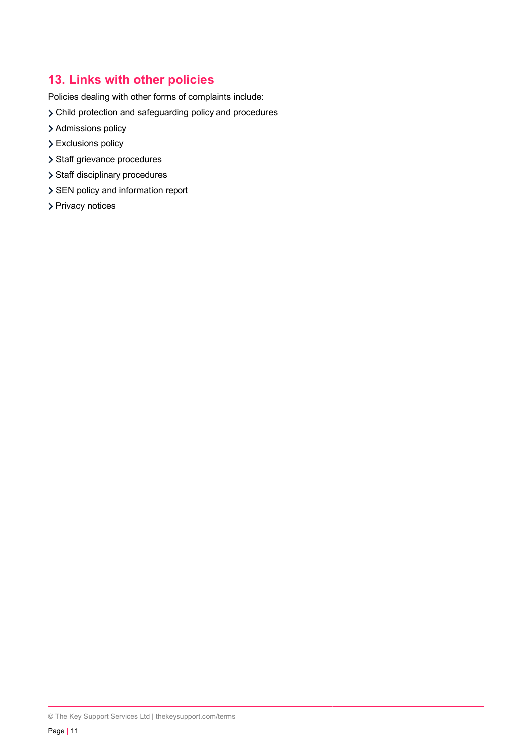## 13. Links with other policies

Policies dealing with other forms of complaints include:

- Child protection and safeguarding policy and procedures
- Admissions policy
- Exclusions policy
- Staff grievance procedures
- Staff disciplinary procedures
- SEN policy and information report
- Privacy notices